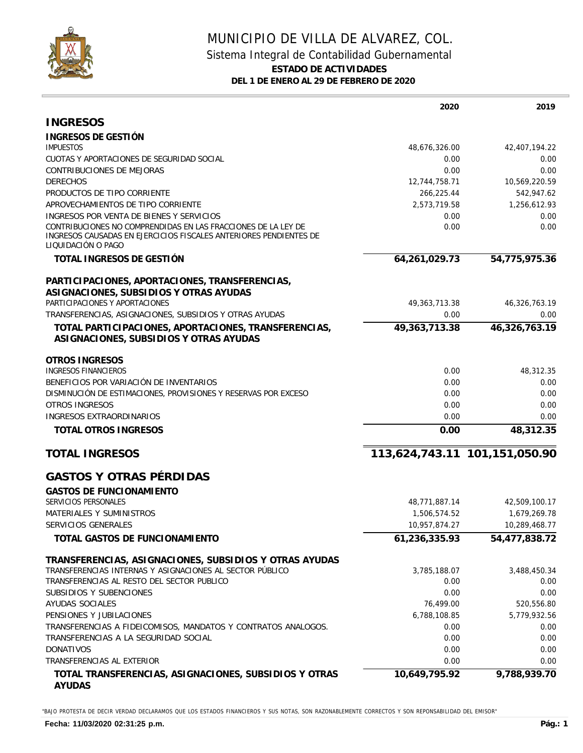# MUNICIPIO DE VILLA DE ALVAREZ, COL.

## Sistema Integral de Contabilidad Gubernamental

### ESTADO DE ACTIVIDADES

**DEL 1 DE ENERO AL 29 DE FEBRERO DE 2020**

| | 2020 | 2019 |
|---|---:|---:|
| **INGRESOS** | | |
| **INGRESOS DE GESTIÓN** | | |
| IMPUESTOS | 48,676,326.00 | 42,407,194.22 |
| CUOTAS Y APORTACIONES DE SEGURIDAD SOCIAL | 0.00 | 0.00 |
| CONTRIBUCIONES DE MEJORAS | 0.00 | 0.00 |
| DERECHOS | 12,744,758.71 | 10,569,220.59 |
| PRODUCTOS DE TIPO CORRIENTE | 266,225.44 | 542,947.62 |
| APROVECHAMIENTOS DE TIPO CORRIENTE | 2,573,719.58 | 1,256,612.93 |
| INGRESOS POR VENTA DE BIENES Y SERVICIOS | 0.00 | 0.00 |
| CONTRIBUCIONES NO COMPRENDIDAS EN LAS FRACCIONES DE LA LEY DE INGRESOS CAUSADAS EN EJERCICIOS FISCALES ANTERIORES PENDIENTES DE LIQUIDACIÓN O PAGO | 0.00 | 0.00 |
| **TOTAL INGRESOS DE GESTIÓN** | **64,261,029.73** | **54,775,975.36** |
| **PARTICIPACIONES, APORTACIONES, TRANSFERENCIAS, ASIGNACIONES, SUBSIDIOS Y OTRAS AYUDAS** | | |
| PARTICIPACIONES Y APORTACIONES | 49,363,713.38 | 46,326,763.19 |
| TRANSFERENCIAS, ASIGNACIONES, SUBSIDIOS Y OTRAS AYUDAS | 0.00 | 0.00 |
| **TOTAL PARTICIPACIONES, APORTACIONES, TRANSFERENCIAS, ASIGNACIONES, SUBSIDIOS Y OTRAS AYUDAS** | **49,363,713.38** | **46,326,763.19** |
| **OTROS INGRESOS** | | |
| INGRESOS FINANCIEROS | 0.00 | 48,312.35 |
| BENEFICIOS POR VARIACIÓN DE INVENTARIOS | 0.00 | 0.00 |
| DISMINUCIÓN DE ESTIMACIONES, PROVISIONES Y RESERVAS POR EXCESO | 0.00 | 0.00 |
| OTROS INGRESOS | 0.00 | 0.00 |
| INGRESOS EXTRAORDINARIOS | 0.00 | 0.00 |
| **TOTAL OTROS INGRESOS** | **0.00** | **48,312.35** |
| **TOTAL INGRESOS** | **113,624,743.11** | **101,151,050.90** |
| **GASTOS Y OTRAS PÉRDIDAS** | | |
| **GASTOS DE FUNCIONAMIENTO** | | |
| SERVICIOS PERSONALES | 48,771,887.14 | 42,509,100.17 |
| MATERIALES Y SUMINISTROS | 1,506,574.52 | 1,679,269.78 |
| SERVICIOS GENERALES | 10,957,874.27 | 10,289,468.77 |
| **TOTAL GASTOS DE FUNCIONAMIENTO** | **61,236,335.93** | **54,477,838.72** |
| **TRANSFERENCIAS, ASIGNACIONES, SUBSIDIOS Y OTRAS AYUDAS** | | |
| TRANSFERENCIAS INTERNAS Y ASIGNACIONES AL SECTOR PÚBLICO | 3,785,188.07 | 3,488,450.34 |
| TRANSFERENCIAS AL RESTO DEL SECTOR PUBLICO | 0.00 | 0.00 |
| SUBSIDIOS Y SUBENCIONES | 0.00 | 0.00 |
| AYUDAS SOCIALES | 76,499.00 | 520,556.80 |
| PENSIONES Y JUBILACIONES | 6,788,108.85 | 5,779,932.56 |
| TRANSFERENCIAS A FIDEICOMISOS, MANDATOS Y CONTRATOS ANALOGOS. | 0.00 | 0.00 |
| TRANSFERENCIAS A LA SEGURIDAD SOCIAL | 0.00 | 0.00 |
| DONATIVOS | 0.00 | 0.00 |
| TRANSFERENCIAS AL EXTERIOR | 0.00 | 0.00 |
| **TOTAL TRANSFERENCIAS, ASIGNACIONES, SUBSIDIOS Y OTRAS AYUDAS** | **10,649,795.92** | **9,788,939.70** |

"BAJO PROTESTA DE DECIR VERDAD DECLARAMOS QUE LOS ESTADOS FINANCIEROS Y SUS NOTAS, SON RAZONABLEMENTE CORRECTOS Y SON REPONSABILIDAD DEL EMISOR"

**Fecha: 11/03/2020 02:31:25 p.m.**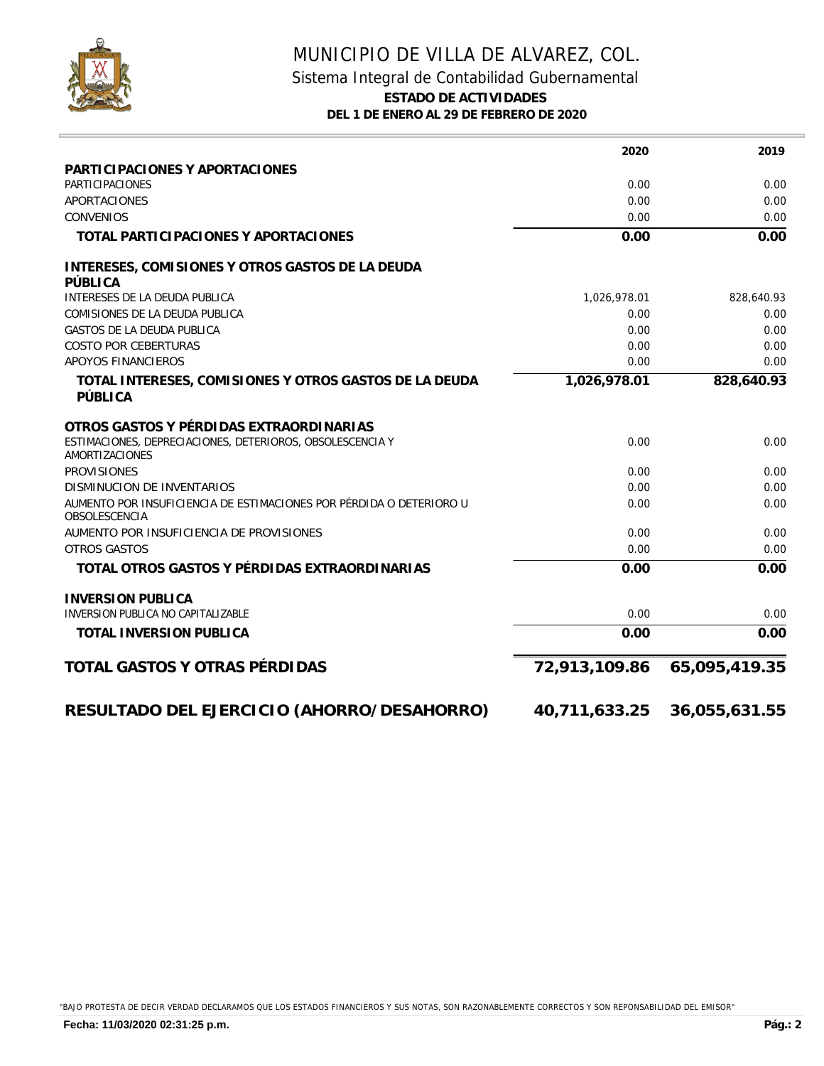# MUNICIPIO DE VILLA DE ALVAREZ, COL.

## Sistema Integral de Contabilidad Gubernamental

### ESTADO DE ACTIVIDADES

**DEL 1 DE ENERO AL 29 DE FEBRERO DE 2020**

| | 2020 | 2019 |
|---|---|---|
| **PARTICIPACIONES Y APORTACIONES** | | |
| PARTICIPACIONES | 0.00 | 0.00 |
| APORTACIONES | 0.00 | 0.00 |
| CONVENIOS | 0.00 | 0.00 |
| **TOTAL PARTICIPACIONES Y APORTACIONES** | **0.00** | **0.00** |
| **INTERESES, COMISIONES Y OTROS GASTOS DE LA DEUDA PÚBLICA** | | |
| INTERESES DE LA DEUDA PUBLICA | 1,026,978.01 | 828,640.93 |
| COMISIONES DE LA DEUDA PUBLICA | 0.00 | 0.00 |
| GASTOS DE LA DEUDA PUBLICA | 0.00 | 0.00 |
| COSTO POR CEBERTURAS | 0.00 | 0.00 |
| APOYOS FINANCIEROS | 0.00 | 0.00 |
| **TOTAL INTERESES, COMISIONES Y OTROS GASTOS DE LA DEUDA PÚBLICA** | **1,026,978.01** | **828,640.93** |
| **OTROS GASTOS Y PÉRDIDAS EXTRAORDINARIAS** | | |
| ESTIMACIONES, DEPRECIACIONES, DETERIOROS, OBSOLESCENCIA Y AMORTIZACIONES | 0.00 | 0.00 |
| PROVISIONES | 0.00 | 0.00 |
| DISMINUCION DE INVENTARIOS | 0.00 | 0.00 |
| AUMENTO POR INSUFICIENCIA DE ESTIMACIONES POR PÉRDIDA O DETERIORO U OBSOLESCENCIA | 0.00 | 0.00 |
| AUMENTO POR INSUFICIENCIA DE PROVISIONES | 0.00 | 0.00 |
| OTROS GASTOS | 0.00 | 0.00 |
| **TOTAL OTROS GASTOS Y PÉRDIDAS EXTRAORDINARIAS** | **0.00** | **0.00** |
| **INVERSION PUBLICA** | | |
| INVERSION PUBLICA NO CAPITALIZABLE | 0.00 | 0.00 |
| **TOTAL INVERSION PUBLICA** | **0.00** | **0.00** |
| **TOTAL GASTOS Y OTRAS PÉRDIDAS** | **72,913,109.86** | **65,095,419.35** |
| **RESULTADO DEL EJERCICIO (AHORRO/DESAHORRO)** | **40,711,633.25** | **36,055,631.55** |

"BAJO PROTESTA DE DECIR VERDAD DECLARAMOS QUE LOS ESTADOS FINANCIEROS Y SUS NOTAS, SON RAZONABLEMENTE CORRECTOS Y SON REPONSABILIDAD DEL EMISOR"

**Fecha: 11/03/2020 02:31:25 p.m.**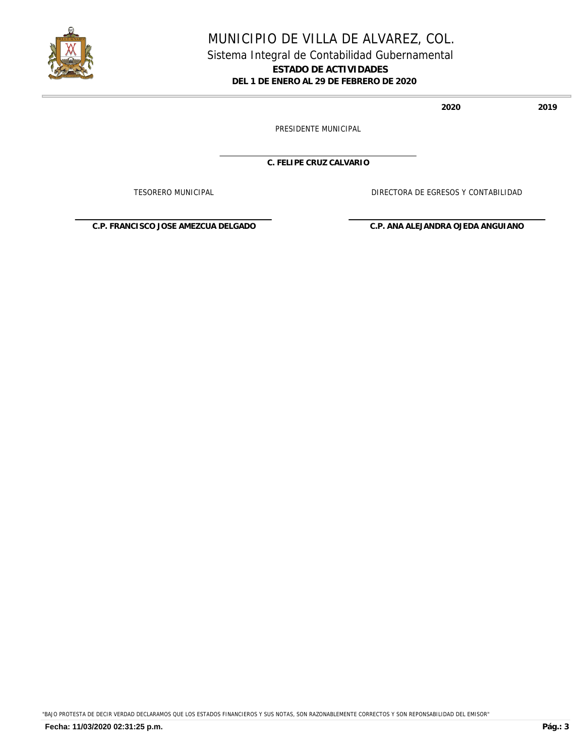# MUNICIPIO DE VILLA DE ALVAREZ, COL.

Sistema Integral de Contabilidad Gubernamental

**ESTADO DE ACTIVIDADES**

**DEL 1 DE ENERO AL 29 DE FEBRERO DE 2020**

| | **2020** | **2019** |
|---|---|---|

PRESIDENTE MUNICIPAL

**C. FELIPE CRUZ CALVARIO**

| TESORERO MUNICIPAL | DIRECTORA DE EGRESOS Y CONTABILIDAD |
|---|---|
| **C.P. FRANCISCO JOSE AMEZCUA DELGADO** | **C.P. ANA ALEJANDRA OJEDA ANGUIANO** |

"BAJO PROTESTA DE DECIR VERDAD DECLARAMOS QUE LOS ESTADOS FINANCIEROS Y SUS NOTAS, SON RAZONABLEMENTE CORRECTOS Y SON REPONSABILIDAD DEL EMISOR"

**Fecha: 11/03/2020 02:31:25 p.m.**